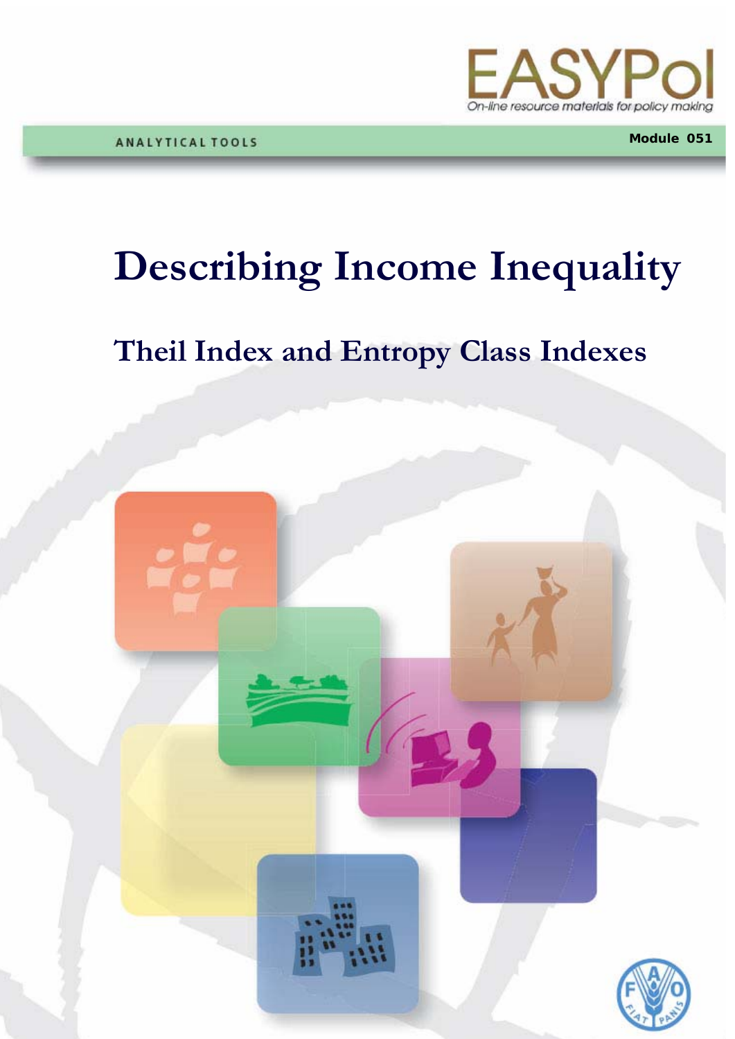EASYPol

On-line resource materials for policy making

ANALYTICAL TOOLS

Module 051

# Describing Income Inequality

## Theil Index and Entropy Class Indexes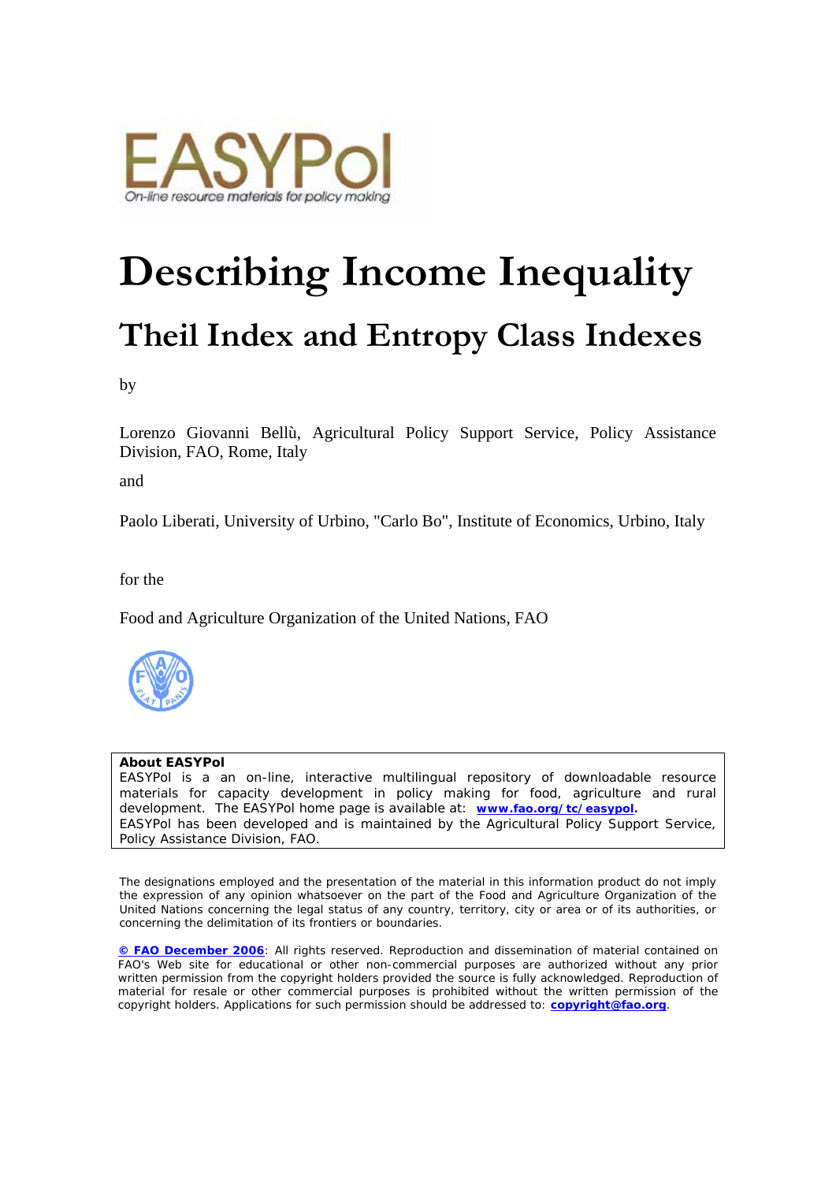# Describing Income Inequality

## Theil Index and Entropy Class Indexes

by

Lorenzo Giovanni Bellù, Agricultural Policy Support Service, Policy Assistance Division, FAO, Rome, Italy

and

Paolo Liberati, University of Urbino, "Carlo Bo", Institute of Economics, Urbino, Italy

for the

Food and Agriculture Organization of the United Nations, FAO

**About EASYPol**
EASYPol is a an on-line, interactive multilingual repository of downloadable resource materials for capacity development in policy making for food, agriculture and rural development. The EASYPol home page is available at: **www.fao.org/tc/easypol.**
EASYPol has been developed and is maintained by the Agricultural Policy Support Service, Policy Assistance Division, FAO.

The designations employed and the presentation of the material in this information product do not imply the expression of any opinion whatsoever on the part of the Food and Agriculture Organization of the United Nations concerning the legal status of any country, territory, city or area or of its authorities, or concerning the delimitation of its frontiers or boundaries.

**© FAO December 2006**: All rights reserved. Reproduction and dissemination of material contained on FAO's Web site for educational or other non-commercial purposes are authorized without any prior written permission from the copyright holders provided the source is fully acknowledged. Reproduction of material for resale or other commercial purposes is prohibited without the written permission of the copyright holders. Applications for such permission should be addressed to: **copyright@fao.org**.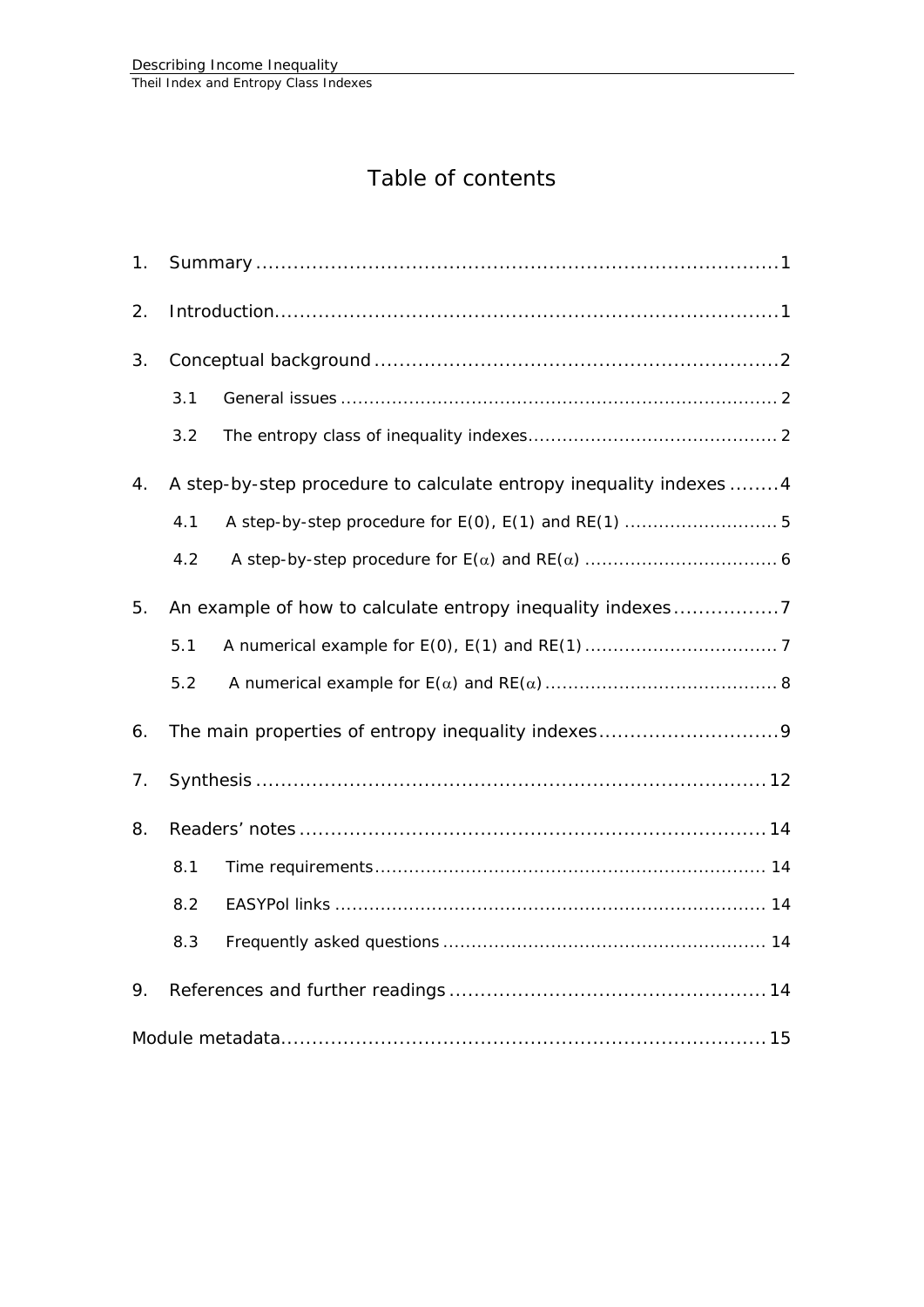# Table of contents

1. Summary ........................................................................... 1
2. Introduction ....................................................................... 1
3. Conceptual background ...................................................... 2
   - 3.1 General issues ........................................................... 2
   - 3.2 The entropy class of inequality indexes ......................... 2
4. A step-by-step procedure to calculate entropy inequality indexes ........ 4
   - 4.1 A step-by-step procedure for E(0), E(1) and RE(1) ........................ 5
   - 4.2 A step-by-step procedure for E($\alpha$) and RE($\alpha$) ................. 6
5. An example of how to calculate entropy inequality indexes ................. 7
   - 5.1 A numerical example for E(0), E(1) and RE(1) ................................ 7
   - 5.2 A numerical example for E($\alpha$) and RE($\alpha$) ........................ 8
6. The main properties of entropy inequality indexes ............................ 9
7. Synthesis ........................................................................... 12
8. Readers' notes .................................................................. 14
   - 8.1 Time requirements ......................................................... 14
   - 8.2 EASYPol links ................................................................ 14
   - 8.3 Frequently asked questions ............................................. 14
9. References and further readings ........................................... 14

Module metadata ................................................................. 15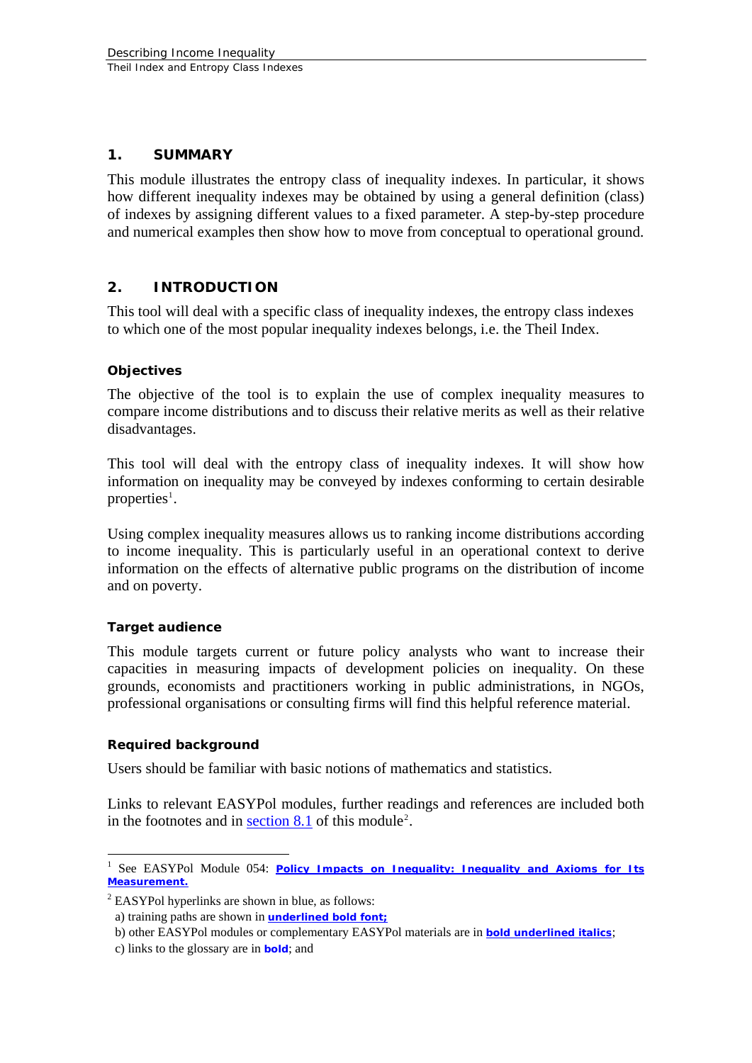## 1. SUMMARY

This module illustrates the entropy class of inequality indexes. In particular, it shows how different inequality indexes may be obtained by using a general definition (class) of indexes by assigning different values to a fixed parameter. A step-by-step procedure and numerical examples then show how to move from conceptual to operational ground.

## 2. INTRODUCTION

This tool will deal with a specific class of inequality indexes, the entropy class indexes to which one of the most popular inequality indexes belongs, i.e. the Theil Index.

### Objectives

The objective of the tool is to explain the use of complex inequality measures to compare income distributions and to discuss their relative merits as well as their relative disadvantages.

This tool will deal with the entropy class of inequality indexes. It will show how information on inequality may be conveyed by indexes conforming to certain desirable properties[1].

Using complex inequality measures allows us to ranking income distributions according to income inequality. This is particularly useful in an operational context to derive information on the effects of alternative public programs on the distribution of income and on poverty.

### Target audience

This module targets current or future policy analysts who want to increase their capacities in measuring impacts of development policies on inequality. On these grounds, economists and practitioners working in public administrations, in NGOs, professional organisations or consulting firms will find this helpful reference material.

### Required background

Users should be familiar with basic notions of mathematics and statistics.

Links to relevant EASYPol modules, further readings and references are included both in the footnotes and in section 8.1 of this module[2].

---

[1] See EASYPol Module 054: **Policy Impacts on Inequality: Inequality and Axioms for Its Measurement.**

[2] EASYPol hyperlinks are shown in blue, as follows:

a) training paths are shown in **underlined bold font;**

b) other EASYPol modules or complementary EASYPol materials are in ***bold underlined italics***;

c) links to the glossary are in **bold**; and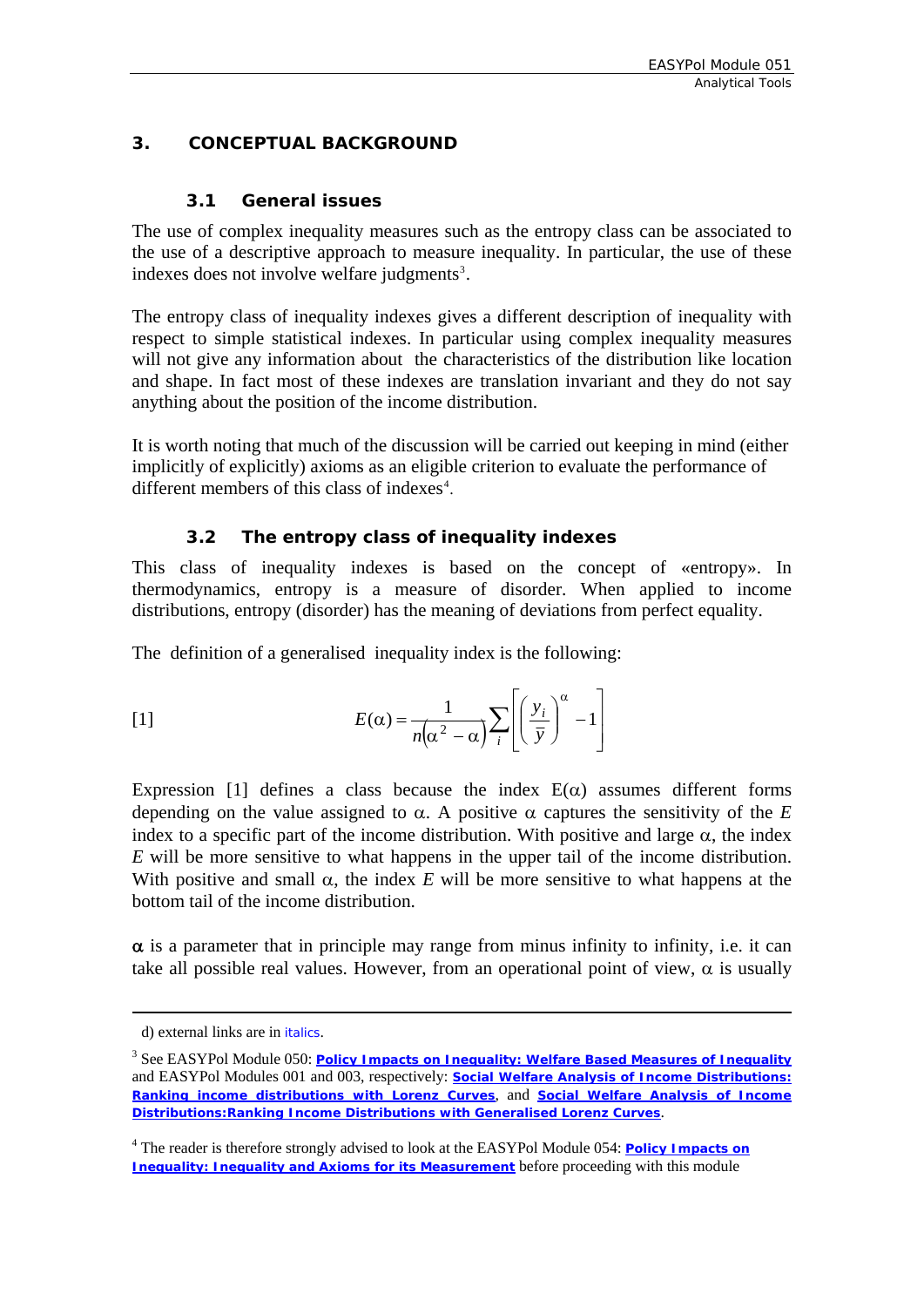## 3. CONCEPTUAL BACKGROUND

### 3.1 General issues

The use of complex inequality measures such as the entropy class can be associated to the use of a descriptive approach to measure inequality. In particular, the use of these indexes does not involve welfare judgments[3].

The entropy class of inequality indexes gives a different description of inequality with respect to simple statistical indexes. In particular using complex inequality measures will not give any information about the characteristics of the distribution like location and shape. In fact most of these indexes are translation invariant and they do not say anything about the position of the income distribution.

It is worth noting that much of the discussion will be carried out keeping in mind (either implicitly of explicitly) axioms as an eligible criterion to evaluate the performance of different members of this class of indexes[4].

### 3.2 The entropy class of inequality indexes

This class of inequality indexes is based on the concept of «entropy». In thermodynamics, entropy is a measure of disorder. When applied to income distributions, entropy (disorder) has the meaning of deviations from perfect equality.

The definition of a generalised inequality index is the following:

[1] $$E(\alpha) = \frac{1}{n(\alpha^2 - \alpha)} \sum_i \left[ \left( \frac{y_i}{\bar{y}} \right)^{\alpha} - 1 \right]$$

Expression [1] defines a class because the index E($\alpha$) assumes different forms depending on the value assigned to $\alpha$. A positive $\alpha$ captures the sensitivity of the *E* index to a specific part of the income distribution. With positive and large $\alpha$, the index *E* will be more sensitive to what happens in the upper tail of the income distribution. With positive and small $\alpha$, the index *E* will be more sensitive to what happens at the bottom tail of the income distribution.

$\alpha$ is a parameter that in principle may range from minus infinity to infinity, i.e. it can take all possible real values. However, from an operational point of view, $\alpha$ is usually

---

d) external links are in *italics*.

[3] See EASYPol Module 050: **Policy Impacts on Inequality: Welfare Based Measures of Inequality** and EASYPol Modules 001 and 003, respectively: **Social Welfare Analysis of Income Distributions: Ranking income distributions with Lorenz Curves**, and **Social Welfare Analysis of Income Distributions:Ranking Income Distributions with Generalised Lorenz Curves**.

[4] The reader is therefore strongly advised to look at the EASYPol Module 054: **Policy Impacts on Inequality: Inequality and Axioms for its Measurement** before proceeding with this module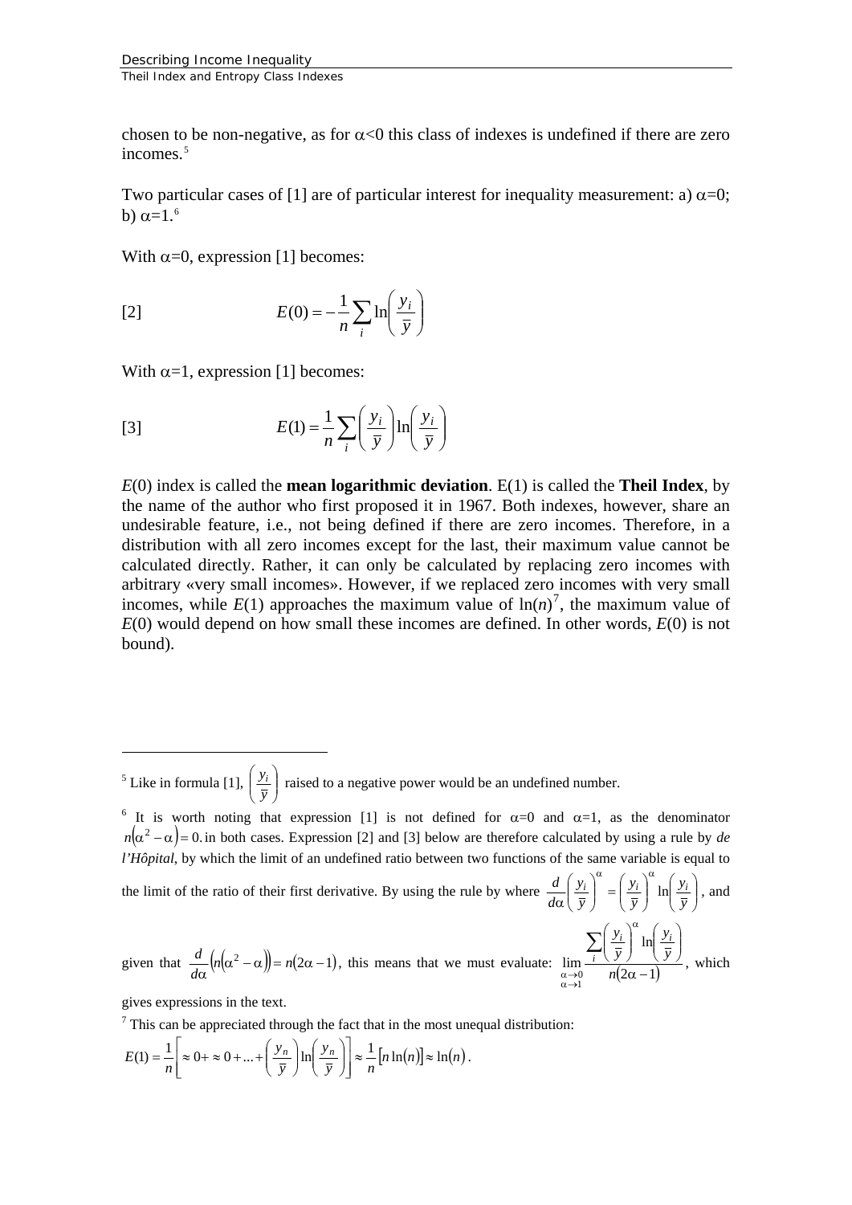chosen to be non-negative, as for $\alpha<0$ this class of indexes is undefined if there are zero incomes.[5]

Two particular cases of [1] are of particular interest for inequality measurement: a) $\alpha=0$; b) $\alpha=1$.[6]

With $\alpha=0$, expression [1] becomes:

$$E(0) = -\frac{1}{n}\sum_i \ln\left(\frac{y_i}{\bar{y}}\right) \tag{2}$$

With $\alpha=1$, expression [1] becomes:

$$E(1) = \frac{1}{n}\sum_i \left(\frac{y_i}{\bar{y}}\right)\ln\left(\frac{y_i}{\bar{y}}\right) \tag{3}$$

$E(0)$ index is called the **mean logarithmic deviation**. E(1) is called the **Theil Index**, by the name of the author who first proposed it in 1967. Both indexes, however, share an undesirable feature, i.e., not being defined if there are zero incomes. Therefore, in a distribution with all zero incomes except for the last, their maximum value cannot be calculated directly. Rather, it can only be calculated by replacing zero incomes with arbitrary «very small incomes». However, if we replaced zero incomes with very small incomes, while $E(1)$ approaches the maximum value of $\ln(n)$[7], the maximum value of $E(0)$ would depend on how small these incomes are defined. In other words, $E(0)$ is not bound).

---

[5] Like in formula [1], $\left(\frac{y_i}{\bar{y}}\right)$ raised to a negative power would be an undefined number.

[6] It is worth noting that expression [1] is not defined for $\alpha=0$ and $\alpha=1$, as the denominator $n(\alpha^2-\alpha)=0$. in both cases. Expression [2] and [3] below are therefore calculated by using a rule by *de l'Hôpital*, by which the limit of an undefined ratio between two functions of the same variable is equal to the limit of the ratio of their first derivative. By using the rule by where $\frac{d}{d\alpha}\left(\frac{y_i}{\bar{y}}\right)^\alpha = \left(\frac{y_i}{\bar{y}}\right)^\alpha \ln\left(\frac{y_i}{\bar{y}}\right)$, and given that $\frac{d}{d\alpha}\left(n\left(\alpha^2-\alpha\right)\right) = n(2\alpha-1)$, this means that we must evaluate: $\lim_{\substack{\alpha\to 0\\ \alpha\to 1}} \frac{\sum_i \left(\frac{y_i}{\bar{y}}\right)^\alpha \ln\left(\frac{y_i}{\bar{y}}\right)}{n(2\alpha-1)}$, which gives expressions in the text.

[7] This can be appreciated through the fact that in the most unequal distribution:

$$E(1) = \frac{1}{n}\left[\approx 0 + \approx 0 + \ldots + \left(\frac{y_n}{\bar{y}}\right)\ln\left(\frac{y_n}{\bar{y}}\right)\right] \approx \frac{1}{n}\left[n\ln(n)\right] \approx \ln(n).$$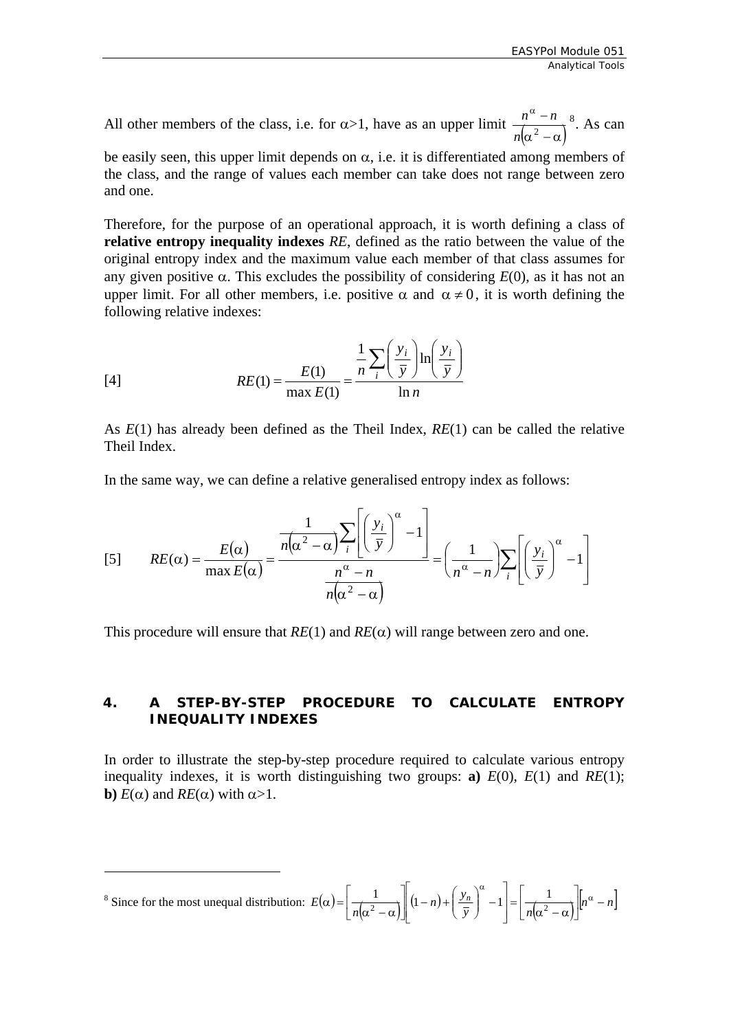All other members of the class, i.e. for $\alpha$>1, have as an upper limit $\frac{n^{\alpha}-n}{n(\alpha^2-\alpha)}$ [8]. As can be easily seen, this upper limit depends on $\alpha$, i.e. it is differentiated among members of the class, and the range of values each member can take does not range between zero and one.

Therefore, for the purpose of an operational approach, it is worth defining a class of **relative entropy inequality indexes** *RE*, defined as the ratio between the value of the original entropy index and the maximum value each member of that class assumes for any given positive $\alpha$. This excludes the possibility of considering *E*(0), as it has not an upper limit. For all other members, i.e. positive $\alpha$ and $\alpha \neq 0$, it is worth defining the following relative indexes:

$$
[4] \qquad RE(1) = \frac{E(1)}{\max E(1)} = \frac{\frac{1}{n}\sum_i \left(\frac{y_i}{\bar{y}}\right)\ln\left(\frac{y_i}{\bar{y}}\right)}{\ln n}
$$

As *E*(1) has already been defined as the Theil Index, *RE*(1) can be called the relative Theil Index.

In the same way, we can define a relative generalised entropy index as follows:

$$
[5] \qquad RE(\alpha) = \frac{E(\alpha)}{\max E(\alpha)} = \frac{\frac{1}{n(\alpha^2-\alpha)}\sum_i \left[\left(\frac{y_i}{\bar{y}}\right)^{\alpha} - 1\right]}{\frac{n^{\alpha}-n}{n(\alpha^2-\alpha)}} = \left(\frac{1}{n^{\alpha}-n}\right)\sum_i \left[\left(\frac{y_i}{\bar{y}}\right)^{\alpha} - 1\right]
$$

This procedure will ensure that *RE*(1) and *RE*($\alpha$) will range between zero and one.

## 4. A STEP-BY-STEP PROCEDURE TO CALCULATE ENTROPY INEQUALITY INDEXES

In order to illustrate the step-by-step procedure required to calculate various entropy inequality indexes, it is worth distinguishing two groups: **a)** *E*(0), *E*(1) and *RE*(1); **b)** *E*($\alpha$) and *RE*($\alpha$) with $\alpha$>1.

---

[8] Since for the most unequal distribution: $E(\alpha) = \left[\frac{1}{n(\alpha^2-\alpha)}\right]\left[(1-n) + \left(\frac{y_n}{\bar{y}}\right)^{\alpha} - 1\right] = \left[\frac{1}{n(\alpha^2-\alpha)}\right]\left[n^{\alpha} - n\right]$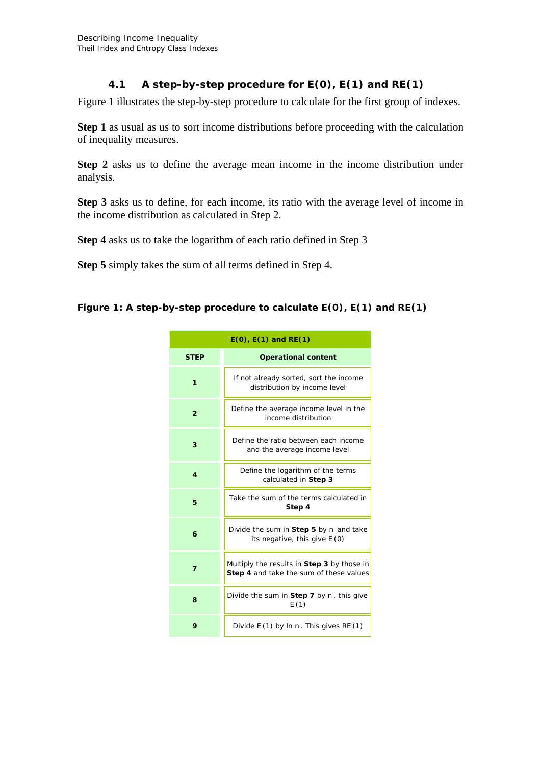### 4.1 A step-by-step procedure for E(0), E(1) and RE(1)

Figure 1 illustrates the step-by-step procedure to calculate for the first group of indexes.

**Step 1** as usual as us to sort income distributions before proceeding with the calculation of inequality measures.

**Step 2** asks us to define the average mean income in the income distribution under analysis.

**Step 3** asks us to define, for each income, its ratio with the average level of income in the income distribution as calculated in Step 2.

**Step 4** asks us to take the logarithm of each ratio defined in Step 3

**Step 5** simply takes the sum of all terms defined in Step 4.

**Figure 1: A step-by-step procedure to calculate E(0), E(1) and RE(1)**

| E(0), E(1) and RE(1) | |
|---|---|
| **STEP** | **Operational content** |
| **1** | If not already sorted, sort the income distribution by income level |
| **2** | Define the average income level in the income distribution |
| **3** | Define the ratio between each income and the average income level |
| **4** | Define the logarithm of the terms calculated in **Step 3** |
| **5** | Take the sum of the terms calculated in **Step 4** |
| **6** | Divide the sum in **Step 5** by $n$ and take its negative, this give $E(0)$ |
| **7** | Multiply the results in **Step 3** by those in **Step 4** and take the sum of these values |
| **8** | Divide the sum in **Step 7** by $n$, this give $E(1)$ |
| **9** | Divide $E(1)$ by $\ln n$. This gives $RE(1)$ |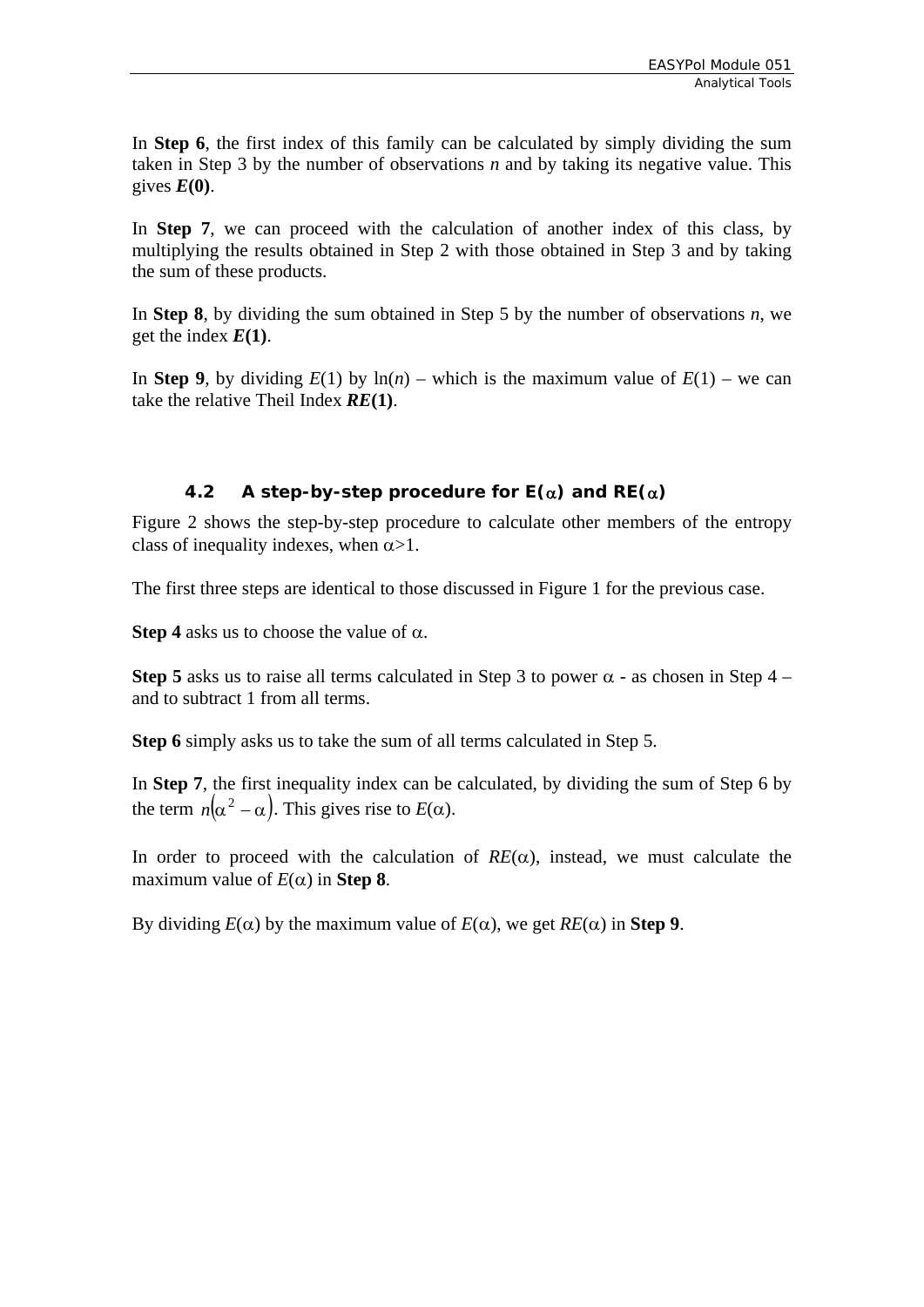In **Step 6**, the first index of this family can be calculated by simply dividing the sum taken in Step 3 by the number of observations $n$ and by taking its negative value. This gives ***E*(0)**.

In **Step 7**, we can proceed with the calculation of another index of this class, by multiplying the results obtained in Step 2 with those obtained in Step 3 and by taking the sum of these products.

In **Step 8**, by dividing the sum obtained in Step 5 by the number of observations $n$, we get the index ***E*(1)**.

In **Step 9**, by dividing $E(1)$ by $\ln(n)$ – which is the maximum value of $E(1)$ – we can take the relative Theil Index ***RE*(1)**.

### 4.2 A step-by-step procedure for E($\alpha$) and RE($\alpha$)

Figure 2 shows the step-by-step procedure to calculate other members of the entropy class of inequality indexes, when $\alpha>1$.

The first three steps are identical to those discussed in Figure 1 for the previous case.

**Step 4** asks us to choose the value of $\alpha$.

**Step 5** asks us to raise all terms calculated in Step 3 to power $\alpha$ - as chosen in Step 4 – and to subtract 1 from all terms.

**Step 6** simply asks us to take the sum of all terms calculated in Step 5.

In **Step 7**, the first inequality index can be calculated, by dividing the sum of Step 6 by the term $n(\alpha^2 - \alpha)$. This gives rise to $E(\alpha)$.

In order to proceed with the calculation of $RE(\alpha)$, instead, we must calculate the maximum value of $E(\alpha)$ in **Step 8**.

By dividing $E(\alpha)$ by the maximum value of $E(\alpha)$, we get $RE(\alpha)$ in **Step 9**.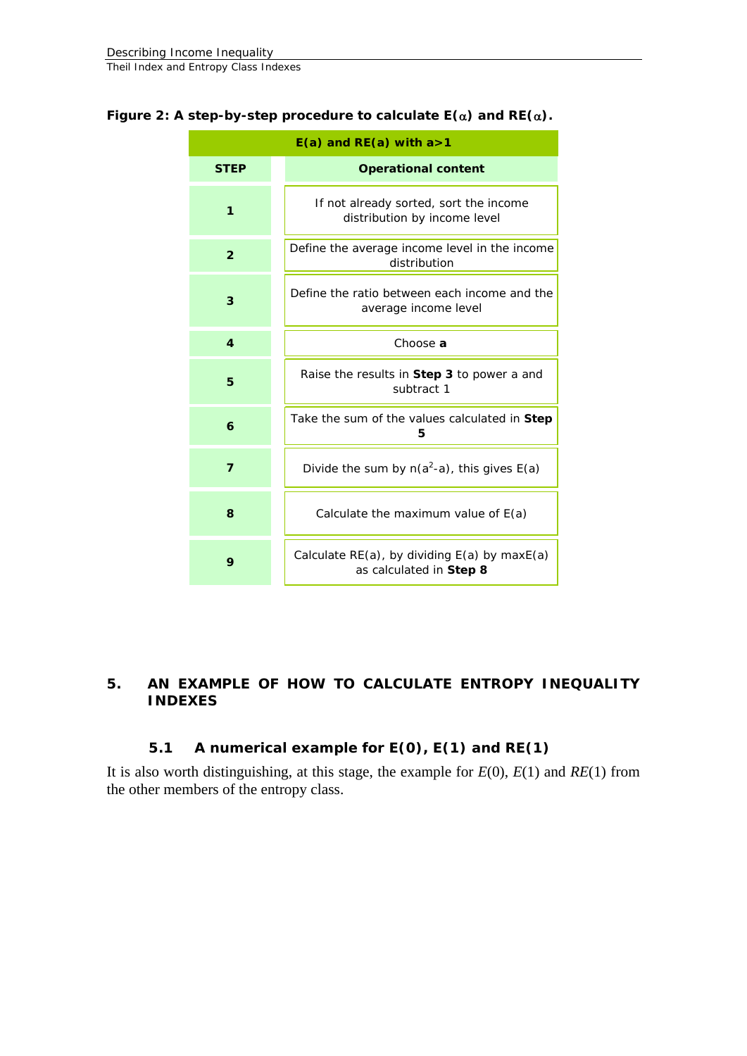**Figure 2: A step-by-step procedure to calculate E(α) and RE(α).**

| E(a) and RE(a) with a>1 | |
|---|---|
| **STEP** | **Operational content** |
| **1** | If not already sorted, sort the income distribution by income level |
| **2** | Define the average income level in the income distribution |
| **3** | Define the ratio between each income and the average income level |
| **4** | Choose **a** |
| **5** | Raise the results in **Step 3** to power a and subtract 1 |
| **6** | Take the sum of the values calculated in **Step 5** |
| **7** | Divide the sum by $n(a^2\text{-}a)$, this gives E(a) |
| **8** | Calculate the maximum value of E(a) |
| **9** | Calculate RE(a), by dividing E(a) by maxE(a) as calculated in **Step 8** |

## 5. AN EXAMPLE OF HOW TO CALCULATE ENTROPY INEQUALITY INDEXES

### 5.1 A numerical example for E(0), E(1) and RE(1)

It is also worth distinguishing, at this stage, the example for *E*(0), *E*(1) and *RE*(1) from the other members of the entropy class.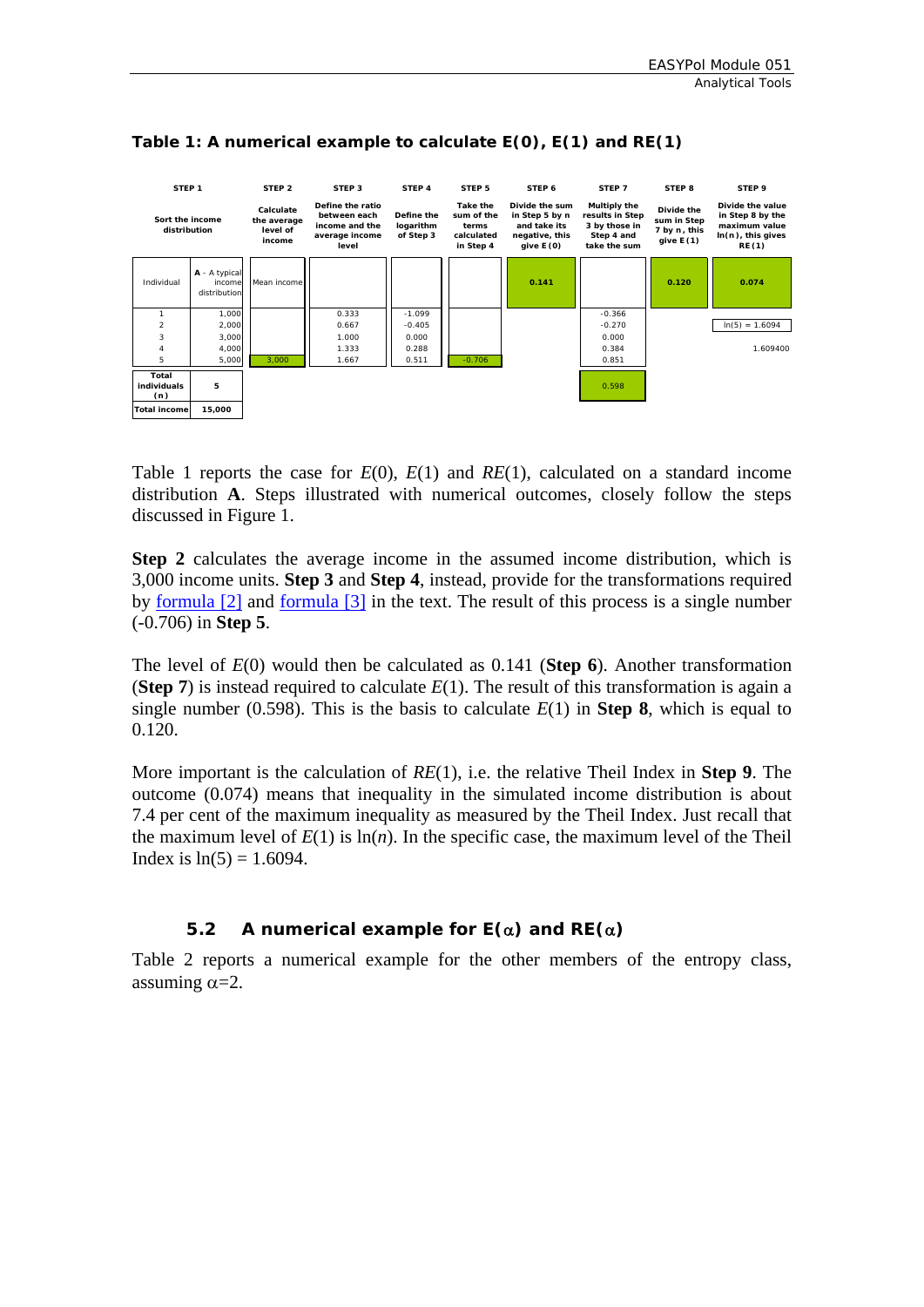**Table 1: A numerical example to calculate E(0), E(1) and RE(1)**

| STEP 1 | | STEP 2 | STEP 3 | STEP 4 | STEP 5 | STEP 6 | STEP 7 | STEP 8 | STEP 9 |
|---|---|---|---|---|---|---|---|---|---|
| Sort the income distribution | | Calculate the average level of income | Define the ratio between each income and the average income level | Define the logarithm of Step 3 | Take the sum of the terms calculated in Step 4 | Divide the sum in Step 5 by n and take its negative, this give E(0) | Multiply the results in Step 3 by those in Step 4 and take the sum | Divide the sum in Step 7 by n, this give E(1) | Divide the value in Step 8 by the maximum value ln(n), this gives RE(1) |
| Individual | **A** - A typical income distribution | Mean income | | | | 0.141 | | 0.120 | 0.074 |
| 1 | 1,000 | | 0.333 | -1.099 | | | -0.366 | | |
| 2 | 2,000 | | 0.667 | -0.405 | | | -0.270 | | ln(5) = 1.6094 |
| 3 | 3,000 | | 1.000 | 0.000 | | | 0.000 | | |
| 4 | 4,000 | | 1.333 | 0.288 | | | 0.384 | | 1.609400 |
| 5 | 5,000 | 3,000 | 1.667 | 0.511 | -0.706 | | 0.851 | | |
| Total individuals (n) | 5 | | | | | | 0.598 | | |
| Total income | 15,000 | | | | | | | | |

Table 1 reports the case for $E(0)$, $E(1)$ and $RE(1)$, calculated on a standard income distribution **A**. Steps illustrated with numerical outcomes, closely follow the steps discussed in Figure 1.

**Step 2** calculates the average income in the assumed income distribution, which is 3,000 income units. **Step 3** and **Step 4**, instead, provide for the transformations required by formula [2] and formula [3] in the text. The result of this process is a single number (-0.706) in **Step 5**.

The level of $E(0)$ would then be calculated as 0.141 (**Step 6**). Another transformation (**Step 7**) is instead required to calculate $E(1)$. The result of this transformation is again a single number (0.598). This is the basis to calculate $E(1)$ in **Step 8**, which is equal to 0.120.

More important is the calculation of $RE(1)$, i.e. the relative Theil Index in **Step 9**. The outcome (0.074) means that inequality in the simulated income distribution is about 7.4 per cent of the maximum inequality as measured by the Theil Index. Just recall that the maximum level of $E(1)$ is $\ln(n)$. In the specific case, the maximum level of the Theil Index is $\ln(5) = 1.6094$.

### 5.2 A numerical example for E(α) and RE(α)

Table 2 reports a numerical example for the other members of the entropy class, assuming $\alpha=2$.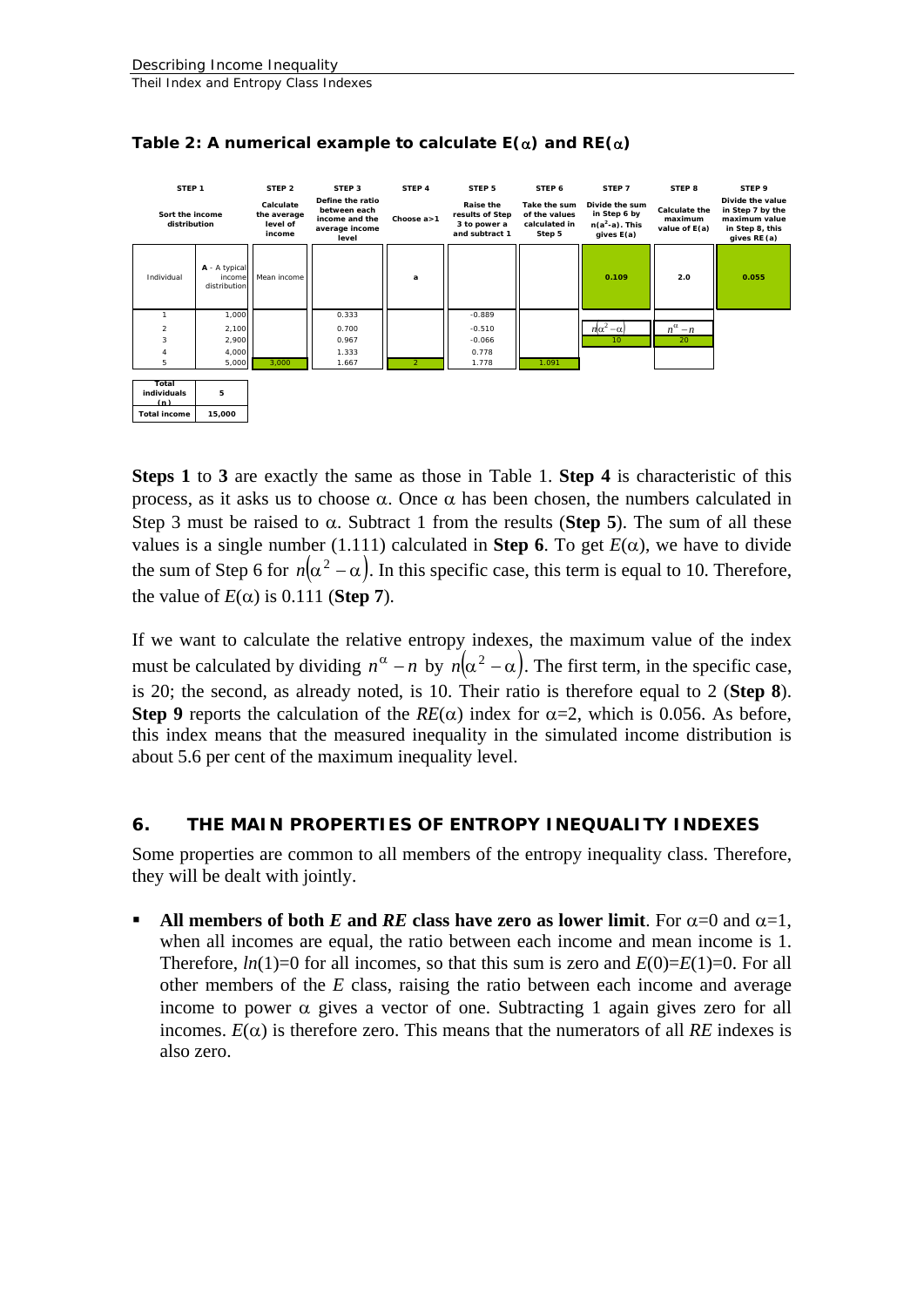**Table 2: A numerical example to calculate E(α) and RE(α)**

| STEP 1 | | STEP 2 | STEP 3 | STEP 4 | STEP 5 | STEP 6 | STEP 7 | STEP 8 | STEP 9 |
|---|---|---|---|---|---|---|---|---|---|
| Sort the income distribution | | Calculate the average level of income | Define the ratio between each income and the average income level | Choose a>1 | Raise the results of Step 3 to power a and subtract 1 | Take the sum of the values calculated in Step 5 | Divide the sum in Step 6 by $n(a^2-a)$. This gives E(a) | Calculate the maximum value of E(a) | Divide the value in Step 7 by the maximum value in Step 8, this gives RE(a) |
| Individual | A - A typical income distribution | Mean income | | a | | | 0.109 | 2.0 | 0.055 |
| 1 | 1,000 | | 0.333 | | -0.889 | | | | |
| 2 | 2,100 | | 0.700 | | -0.510 | | $n(\alpha^2-\alpha)$ | $n^\alpha - n$ | |
| 3 | 2,900 | | 0.967 | | -0.066 | | 10 | 20 | |
| 4 | 4,000 | | 1.333 | | 0.778 | | | | |
| 5 | 5,000 | 3,000 | 1.667 | 2 | 1.778 | 1.091 | | | |

| Total individuals (n) | 5 |
|---|---|
| Total income | 15,000 |

**Steps 1** to **3** are exactly the same as those in Table 1. **Step 4** is characteristic of this process, as it asks us to choose α. Once α has been chosen, the numbers calculated in Step 3 must be raised to α. Subtract 1 from the results (**Step 5**). The sum of all these values is a single number (1.111) calculated in **Step 6**. To get $E(\alpha)$, we have to divide the sum of Step 6 for $n(\alpha^2 - \alpha)$. In this specific case, this term is equal to 10. Therefore, the value of $E(\alpha)$ is 0.111 (**Step 7**).

If we want to calculate the relative entropy indexes, the maximum value of the index must be calculated by dividing $n^\alpha - n$ by $n(\alpha^2 - \alpha)$. The first term, in the specific case, is 20; the second, as already noted, is 10. Their ratio is therefore equal to 2 (**Step 8**). **Step 9** reports the calculation of the $RE(\alpha)$ index for α=2, which is 0.056. As before, this index means that the measured inequality in the simulated income distribution is about 5.6 per cent of the maximum inequality level.

## 6. THE MAIN PROPERTIES OF ENTROPY INEQUALITY INDEXES

Some properties are common to all members of the entropy inequality class. Therefore, they will be dealt with jointly.

- **All members of both *E* and *RE* class have zero as lower limit**. For α=0 and α=1, when all incomes are equal, the ratio between each income and mean income is 1. Therefore, $ln(1)=0$ for all incomes, so that this sum is zero and $E(0)=E(1)=0$. For all other members of the *E* class, raising the ratio between each income and average income to power α gives a vector of one. Subtracting 1 again gives zero for all incomes. $E(\alpha)$ is therefore zero. This means that the numerators of all *RE* indexes is also zero.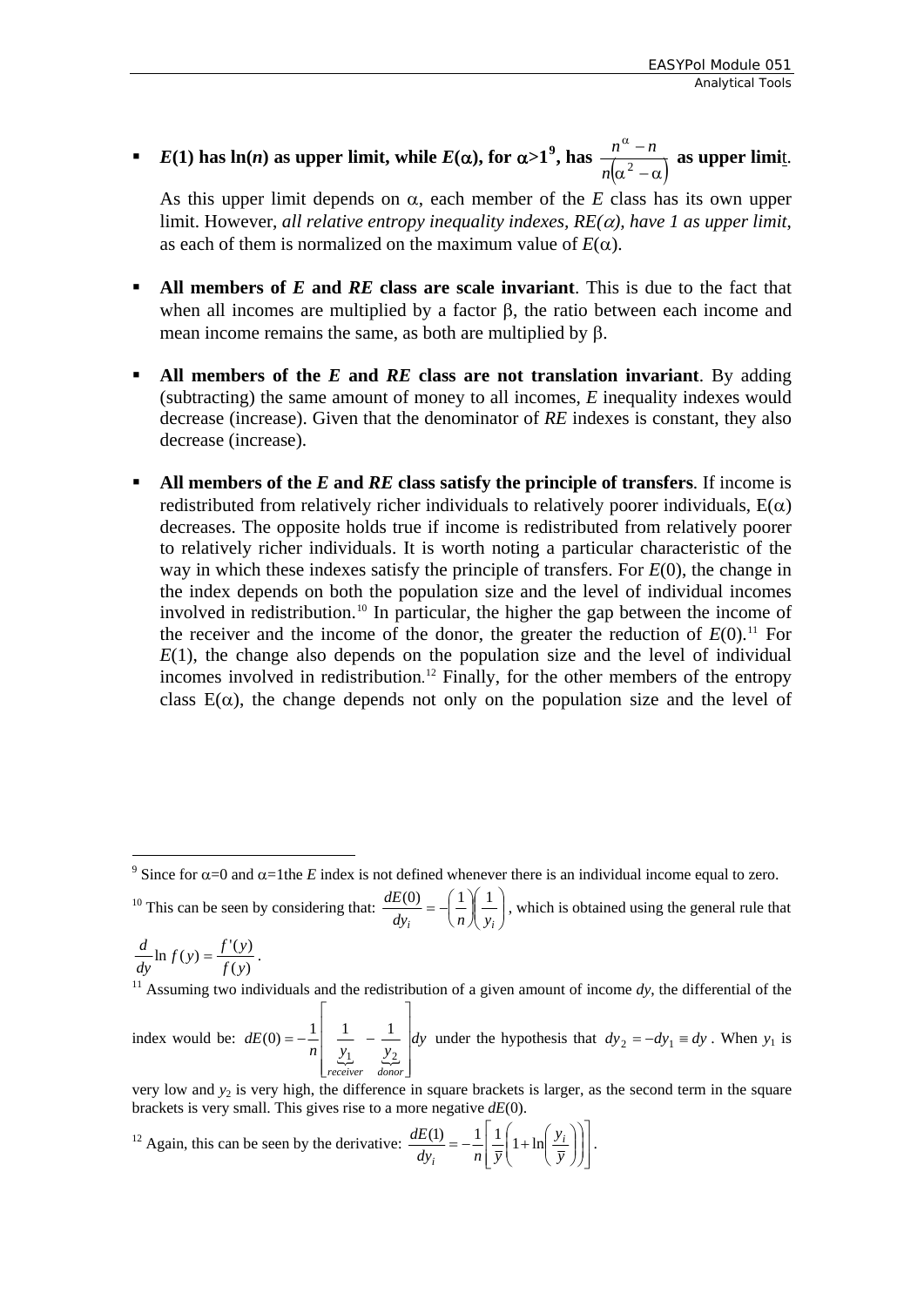- ***E*(1) has ln(*n*) as upper limit, while *E*(α), for α>1**[9]**, has** $\frac{n^{\alpha}-n}{n\left(\alpha^{2}-\alpha\right)}$ **as upper limit**.

  As this upper limit depends on α, each member of the *E* class has its own upper limit. However, *all relative entropy inequality indexes, RE(α), have 1 as upper limit*, as each of them is normalized on the maximum value of *E*(α).

- **All members of *E* and *RE* class are scale invariant**. This is due to the fact that when all incomes are multiplied by a factor β, the ratio between each income and mean income remains the same, as both are multiplied by β.

- **All members of the *E* and *RE* class are not translation invariant**. By adding (subtracting) the same amount of money to all incomes, *E* inequality indexes would decrease (increase). Given that the denominator of *RE* indexes is constant, they also decrease (increase).

- **All members of the *E* and *RE* class satisfy the principle of transfers**. If income is redistributed from relatively richer individuals to relatively poorer individuals, E(α) decreases. The opposite holds true if income is redistributed from relatively poorer to relatively richer individuals. It is worth noting a particular characteristic of the way in which these indexes satisfy the principle of transfers. For *E*(0), the change in the index depends on both the population size and the level of individual incomes involved in redistribution.[10] In particular, the higher the gap between the income of the receiver and the income of the donor, the greater the reduction of *E*(0).[11] For *E*(1), the change also depends on the population size and the level of individual incomes involved in redistribution.[12] Finally, for the other members of the entropy class E(α), the change depends not only on the population size and the level of

---

[9] Since for α=0 and α=1the *E* index is not defined whenever there is an individual income equal to zero.

[10] This can be seen by considering that: $\frac{dE(0)}{dy_i}=-\left(\frac{1}{n}\right)\left(\frac{1}{y_i}\right)$, which is obtained using the general rule that $\frac{d}{dy}\ln f(y)=\frac{f'(y)}{f(y)}$.

[11] Assuming two individuals and the redistribution of a given amount of income *dy*, the differential of the index would be: $dE(0)=-\frac{1}{n}\left[\underbrace{\frac{1}{y_1}}_{receiver}-\underbrace{\frac{1}{y_2}}_{donor}\right]dy$ under the hypothesis that $dy_2=-dy_1\equiv dy$. When $y_1$ is very low and $y_2$ is very high, the difference in square brackets is larger, as the second term in the square brackets is very small. This gives rise to a more negative *dE*(0).

[12] Again, this can be seen by the derivative: $\frac{dE(1)}{dy_i}=-\frac{1}{n}\left[\frac{1}{\bar{y}}\left(1+\ln\left(\frac{y_i}{\bar{y}}\right)\right)\right]$.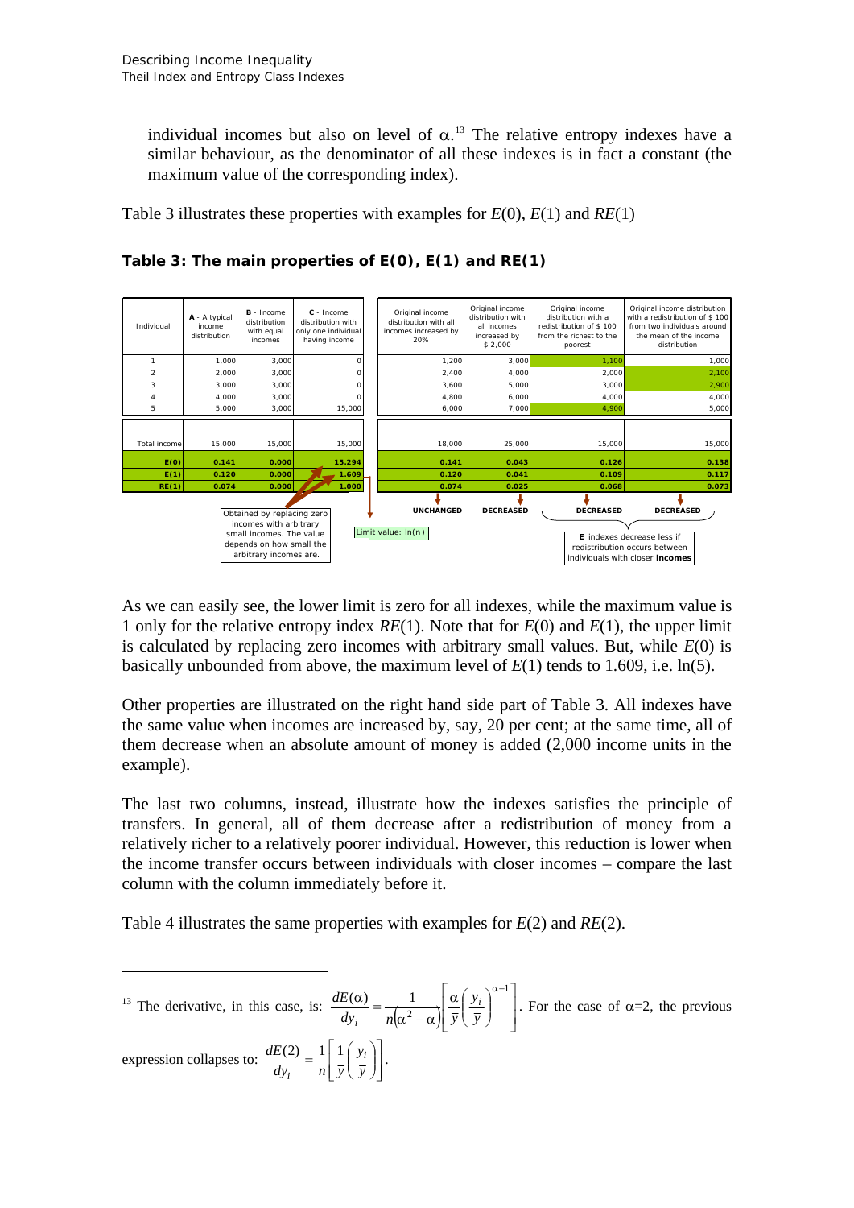individual incomes but also on level of α.[13] The relative entropy indexes have a similar behaviour, as the denominator of all these indexes is in fact a constant (the maximum value of the corresponding index).

Table 3 illustrates these properties with examples for $E(0)$, $E(1)$ and $RE(1)$

**Table 3: The main properties of E(0), E(1) and RE(1)**

| Individual | **A** - A typical income distribution | **B** - Income distribution with equal incomes | **C** - Income distribution with only one individual having income | Original income distribution with all incomes increased by 20% | Original income distribution with all incomes increased by $ 2,000 | Original income distribution with a redistribution of $ 100 from the richest to the poorest | Original income distribution with a redistribution of $ 100 from two individuals around the mean of the income distribution |
|---|---|---|---|---|---|---|---|
| 1 | 1,000 | 3,000 | 0 | 1,200 | 3,000 | 1,100 | 1,000 |
| 2 | 2,000 | 3,000 | 0 | 2,400 | 4,000 | 2,000 | 2,100 |
| 3 | 3,000 | 3,000 | 0 | 3,600 | 5,000 | 3,000 | 2,900 |
| 4 | 4,000 | 3,000 | 0 | 4,800 | 6,000 | 4,000 | 4,000 |
| 5 | 5,000 | 3,000 | 15,000 | 6,000 | 7,000 | 4,900 | 5,000 |
| Total income | 15,000 | 15,000 | 15,000 | 18,000 | 25,000 | 15,000 | 15,000 |
| **E(0)** | **0.141** | **0.000** | **15.294** | **0.141** | **0.043** | **0.126** | **0.138** |
| **E(1)** | **0.120** | **0.000** | **1.609** | **0.120** | **0.041** | **0.109** | **0.117** |
| **RE(1)** | **0.074** | **0.000** | **1.000** | **0.074** | **0.025** | **0.068** | **0.073** |
| | | | | **UNCHANGED** | **DECREASED** | **DECREASED** | **DECREASED** |

Notes in the table: "Obtained by replacing zero incomes with arbitrary small incomes. The value depends on how small the arbitrary incomes are." "Limit value: ln(n)" "**E** indexes decrease less if redistribution occurs between individuals with closer **incomes**"

As we can easily see, the lower limit is zero for all indexes, while the maximum value is 1 only for the relative entropy index $RE(1)$. Note that for $E(0)$ and $E(1)$, the upper limit is calculated by replacing zero incomes with arbitrary small values. But, while $E(0)$ is basically unbounded from above, the maximum level of $E(1)$ tends to 1.609, i.e. ln(5).

Other properties are illustrated on the right hand side part of Table 3. All indexes have the same value when incomes are increased by, say, 20 per cent; at the same time, all of them decrease when an absolute amount of money is added (2,000 income units in the example).

The last two columns, instead, illustrate how the indexes satisfies the principle of transfers. In general, all of them decrease after a redistribution of money from a relatively richer to a relatively poorer individual. However, this reduction is lower when the income transfer occurs between individuals with closer incomes – compare the last column with the column immediately before it.

Table 4 illustrates the same properties with examples for $E(2)$ and $RE(2)$.

---

[13] The derivative, in this case, is: $\frac{dE(\alpha)}{dy_i} = \frac{1}{n(\alpha^2 - \alpha)}\left[\frac{\alpha}{\bar{y}}\left(\frac{y_i}{\bar{y}}\right)^{\alpha-1}\right]$. For the case of α=2, the previous expression collapses to: $\frac{dE(2)}{dy_i} = \frac{1}{n}\left[\frac{1}{\bar{y}}\left(\frac{y_i}{\bar{y}}\right)\right]$.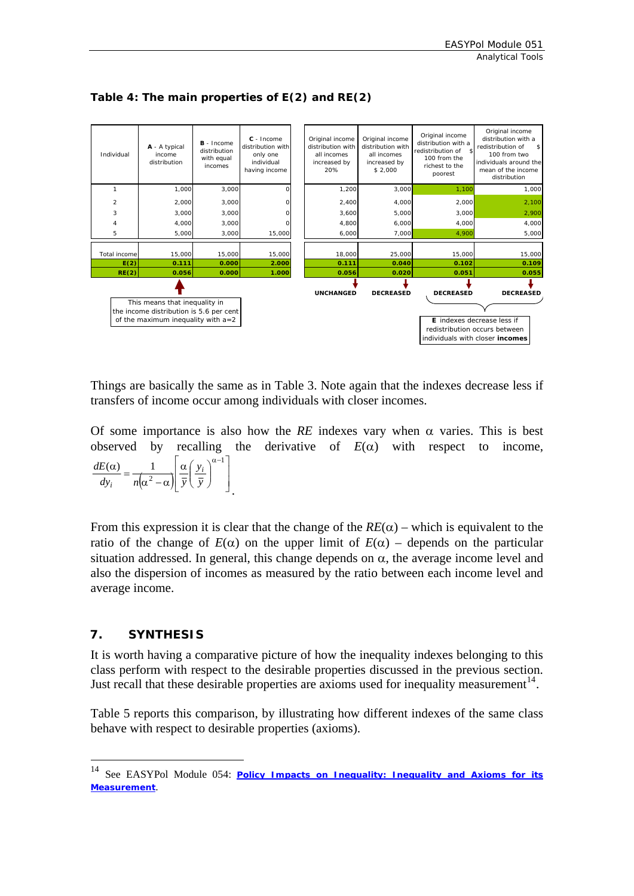**Table 4: The main properties of E(2) and RE(2)**

| Individual | **A** - A typical income distribution | **B** - Income distribution with equal incomes | **C** - Income distribution with only one individual having income | Original income distribution with all incomes increased by 20% | Original income distribution with all incomes increased by $ 2,000 | Original income distribution with a redistribution of $ 100 from the richest to the poorest | Original income distribution with a redistribution of $ 100 from two individuals around the mean of the income distribution |
|---|---|---|---|---|---|---|---|
| 1 | 1,000 | 3,000 | 0 | 1,200 | 3,000 | 1,100 | 1,000 |
| 2 | 2,000 | 3,000 | 0 | 2,400 | 4,000 | 2,000 | 2,100 |
| 3 | 3,000 | 3,000 | 0 | 3,600 | 5,000 | 3,000 | 2,900 |
| 4 | 4,000 | 3,000 | 0 | 4,800 | 6,000 | 4,000 | 4,000 |
| 5 | 5,000 | 3,000 | 15,000 | 6,000 | 7,000 | 4,900 | 5,000 |
| Total income | 15,000 | 15,000 | 15,000 | 18,000 | 25,000 | 15,000 | 15,000 |
| **E(2)** | **0.111** | **0.000** | **2.000** | **0.111** | **0.040** | **0.102** | **0.109** |
| **RE(2)** | **0.056** | **0.000** | **1.000** | **0.056** | **0.020** | **0.051** | **0.055** |
| | | | | **UNCHANGED** | **DECREASED** | **DECREASED** | **DECREASED** |

This means that inequality in the income distribution is 5.6 per cent of the maximum inequality with a=2

**E** indexes decrease less if redistribution occurs between individuals with closer **incomes**

Things are basically the same as in Table 3. Note again that the indexes decrease less if transfers of income occur among individuals with closer incomes.

Of some importance is also how the *RE* indexes vary when $\alpha$ varies. This is best observed by recalling the derivative of $E(\alpha)$ with respect to income, $\frac{dE(\alpha)}{dy_i} = \frac{1}{n(\alpha^2 - \alpha)}\left[\frac{\alpha}{\bar{y}}\left(\frac{y_i}{\bar{y}}\right)^{\alpha-1}\right]$.

From this expression it is clear that the change of the $RE(\alpha)$ – which is equivalent to the ratio of the change of $E(\alpha)$ on the upper limit of $E(\alpha)$ – depends on the particular situation addressed. In general, this change depends on $\alpha$, the average income level and also the dispersion of incomes as measured by the ratio between each income level and average income.

## 7. SYNTHESIS

It is worth having a comparative picture of how the inequality indexes belonging to this class perform with respect to the desirable properties discussed in the previous section. Just recall that these desirable properties are axioms used for inequality measurement[14].

Table 5 reports this comparison, by illustrating how different indexes of the same class behave with respect to desirable properties (axioms).

---

[14] See EASYPol Module 054: **Policy Impacts on Inequality: Inequality and Axioms for its Measurement**.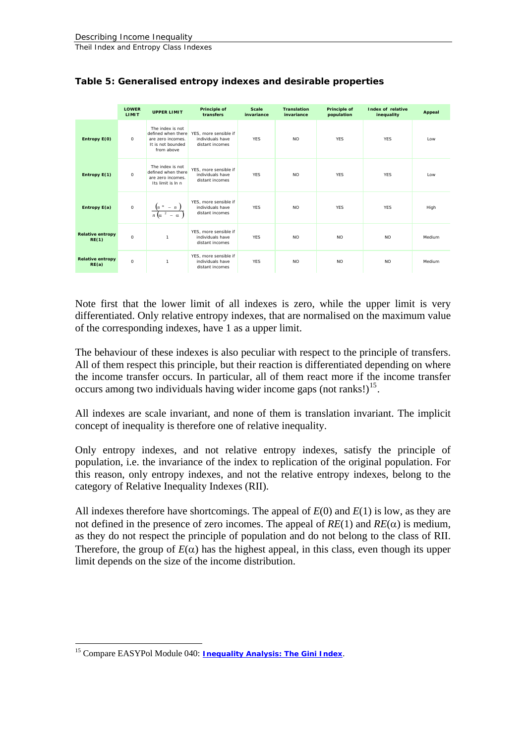**Table 5: Generalised entropy indexes and desirable properties**

| | LOWER LIMIT | UPPER LIMIT | Principle of transfers | Scale invariance | Translation invariance | Principle of population | Index of relative inequality | Appeal |
|---|---|---|---|---|---|---|---|---|
| **Entropy E(0)** | 0 | The index is not defined when there are zero incomes. It is not bounded from above | YES, more sensible if individuals have distant incomes | YES | NO | YES | YES | Low |
| **Entropy E(1)** | 0 | The index is not defined when there are zero incomes. Its limit is ln n | YES, more sensible if individuals have distant incomes | YES | NO | YES | YES | Low |
| **Entropy E(a)** | 0 | $\frac{(n^{\alpha}-n)}{n(\alpha^{2}-\alpha)}$ | YES, more sensible if individuals have distant incomes | YES | NO | YES | YES | High |
| **Relative entropy RE(1)** | 0 | 1 | YES, more sensible if individuals have distant incomes | YES | NO | NO | NO | Medium |
| **Relative entropy RE(a)** | 0 | 1 | YES, more sensible if individuals have distant incomes | YES | NO | NO | NO | Medium |

Note first that the lower limit of all indexes is zero, while the upper limit is very differentiated. Only relative entropy indexes, that are normalised on the maximum value of the corresponding indexes, have 1 as a upper limit.

The behaviour of these indexes is also peculiar with respect to the principle of transfers. All of them respect this principle, but their reaction is differentiated depending on where the income transfer occurs. In particular, all of them react more if the income transfer occurs among two individuals having wider income gaps (not ranks!)[15].

All indexes are scale invariant, and none of them is translation invariant. The implicit concept of inequality is therefore one of relative inequality.

Only entropy indexes, and not relative entropy indexes, satisfy the principle of population, i.e. the invariance of the index to replication of the original population. For this reason, only entropy indexes, and not the relative entropy indexes, belong to the category of Relative Inequality Indexes (RII).

All indexes therefore have shortcomings. The appeal of $E(0)$ and $E(1)$ is low, as they are not defined in the presence of zero incomes. The appeal of $RE(1)$ and $RE(\alpha)$ is medium, as they do not respect the principle of population and do not belong to the class of RII. Therefore, the group of $E(\alpha)$ has the highest appeal, in this class, even though its upper limit depends on the size of the income distribution.

---

[15] Compare EASYPol Module 040: **Inequality Analysis: The Gini Index**.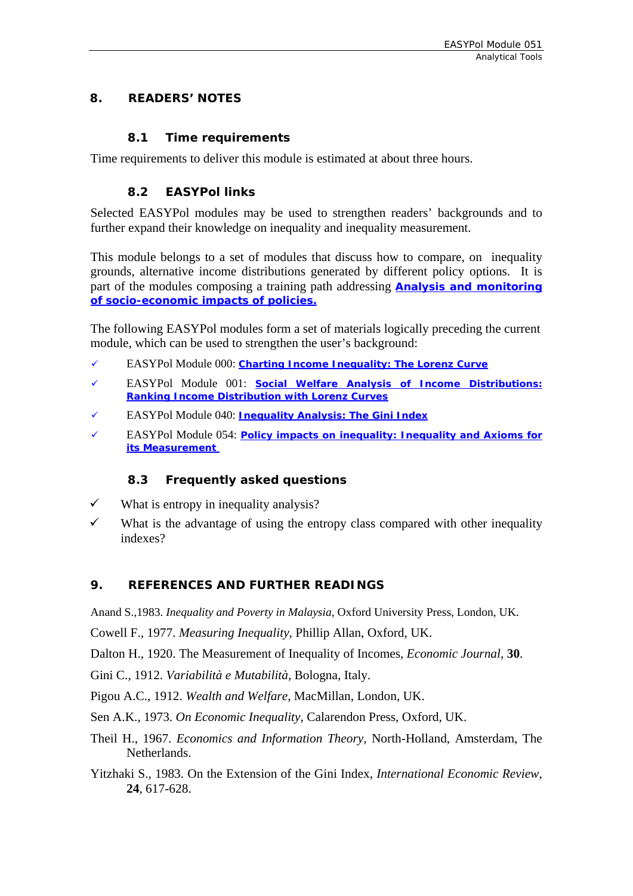# 8. READERS' NOTES

## 8.1 Time requirements

Time requirements to deliver this module is estimated at about three hours.

## 8.2 EASYPol links

Selected EASYPol modules may be used to strengthen readers' backgrounds and to further expand their knowledge on inequality and inequality measurement.

This module belongs to a set of modules that discuss how to compare, on inequality grounds, alternative income distributions generated by different policy options. It is part of the modules composing a training path addressing **Analysis and monitoring of socio-economic impacts of policies.**

The following EASYPol modules form a set of materials logically preceding the current module, which can be used to strengthen the user's background:

- ✓ EASYPol Module 000: **Charting Income Inequality: The Lorenz Curve**
- ✓ EASYPol Module 001: **Social Welfare Analysis of Income Distributions: Ranking Income Distribution with Lorenz Curves**
- ✓ EASYPol Module 040: **Inequality Analysis: The Gini Index**
- ✓ EASYPol Module 054: **Policy impacts on inequality: Inequality and Axioms for its Measurement**

## 8.3 Frequently asked questions

- ✓ What is entropy in inequality analysis?
- ✓ What is the advantage of using the entropy class compared with other inequality indexes?

# 9. REFERENCES AND FURTHER READINGS

Anand S.,1983. *Inequality and Poverty in Malaysia*, Oxford University Press, London, UK.

Cowell F., 1977. *Measuring Inequality*, Phillip Allan, Oxford, UK.

Dalton H., 1920. The Measurement of Inequality of Incomes, *Economic Journal*, **30**.

Gini C., 1912. *Variabilità e Mutabilità*, Bologna, Italy.

Pigou A.C., 1912. *Wealth and Welfare*, MacMillan, London, UK.

Sen A.K., 1973. *On Economic Inequality*, Calarendon Press, Oxford, UK.

Theil H., 1967. *Economics and Information Theory*, North-Holland, Amsterdam, The Netherlands.

Yitzhaki S., 1983. On the Extension of the Gini Index, *International Economic Review*, **24**, 617-628.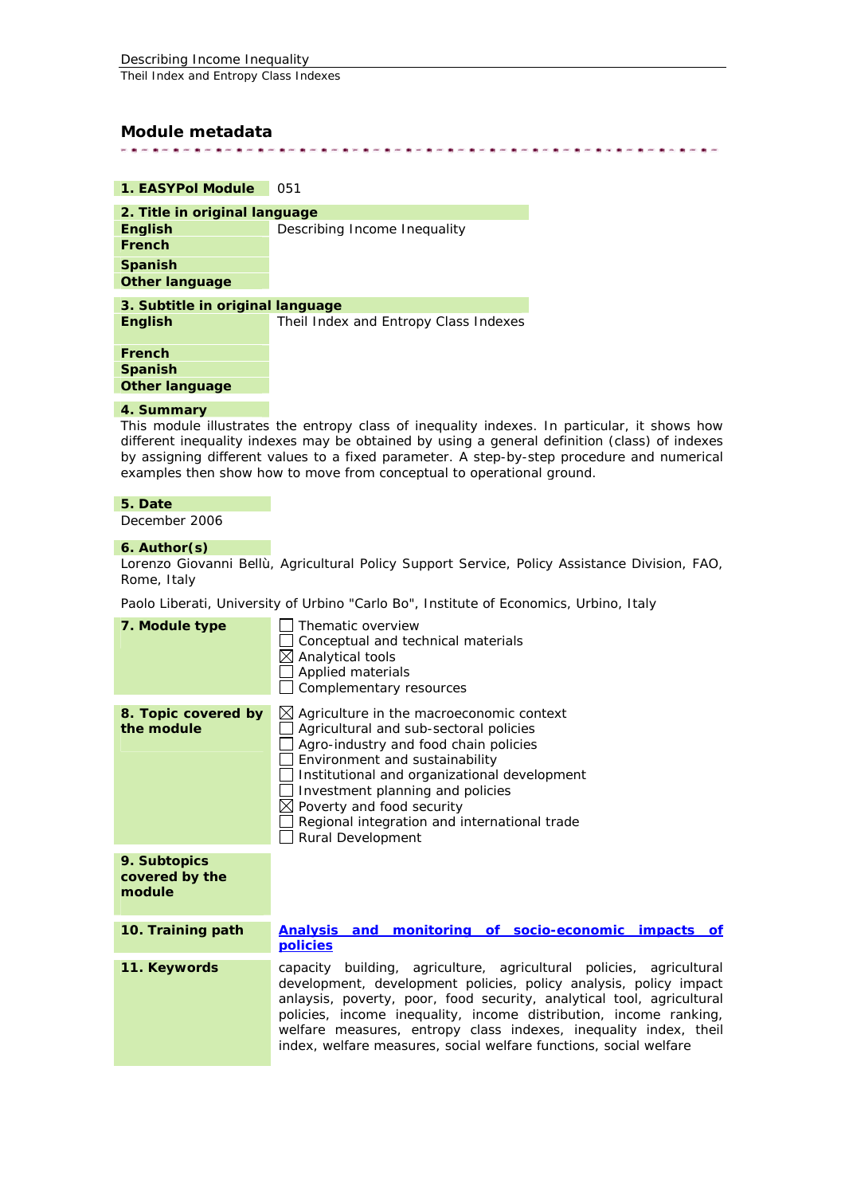## Module metadata

| | |
|---|---|
| **1. EASYPol Module** | 051 |
| **2. Title in original language** | |
| **English** | Describing Income Inequality |
| **French** | |
| **Spanish** | |
| **Other language** | |
| **3. Subtitle in original language** | |
| **English** | Theil Index and Entropy Class Indexes |
| **French** | |
| **Spanish** | |
| **Other language** | |

**4. Summary**

This module illustrates the entropy class of inequality indexes. In particular, it shows how different inequality indexes may be obtained by using a general definition (class) of indexes by assigning different values to a fixed parameter. A step-by-step procedure and numerical examples then show how to move from conceptual to operational ground.

**5. Date**

December 2006

**6. Author(s)**

Lorenzo Giovanni Bellù, Agricultural Policy Support Service, Policy Assistance Division, FAO, Rome, Italy

Paolo Liberati, University of Urbino "Carlo Bo", Institute of Economics, Urbino, Italy

| | |
|---|---|
| **7. Module type** | ☐ Thematic overview<br>☐ Conceptual and technical materials<br>☒ Analytical tools<br>☐ Applied materials<br>☐ Complementary resources |
| **8. Topic covered by the module** | ☒ Agriculture in the macroeconomic context<br>☐ Agricultural and sub-sectoral policies<br>☐ Agro-industry and food chain policies<br>☐ Environment and sustainability<br>☐ Institutional and organizational development<br>☐ Investment planning and policies<br>☒ Poverty and food security<br>☐ Regional integration and international trade<br>☐ Rural Development |
| **9. Subtopics covered by the module** | |
| **10. Training path** | [Analysis and monitoring of socio-economic impacts of policies]() |
| **11. Keywords** | capacity building, agriculture, agricultural policies, agricultural development, development policies, policy analysis, policy impact anlaysis, poverty, poor, food security, analytical tool, agricultural policies, income inequality, income distribution, income ranking, welfare measures, entropy class indexes, inequality index, theil index, welfare measures, social welfare functions, social welfare |